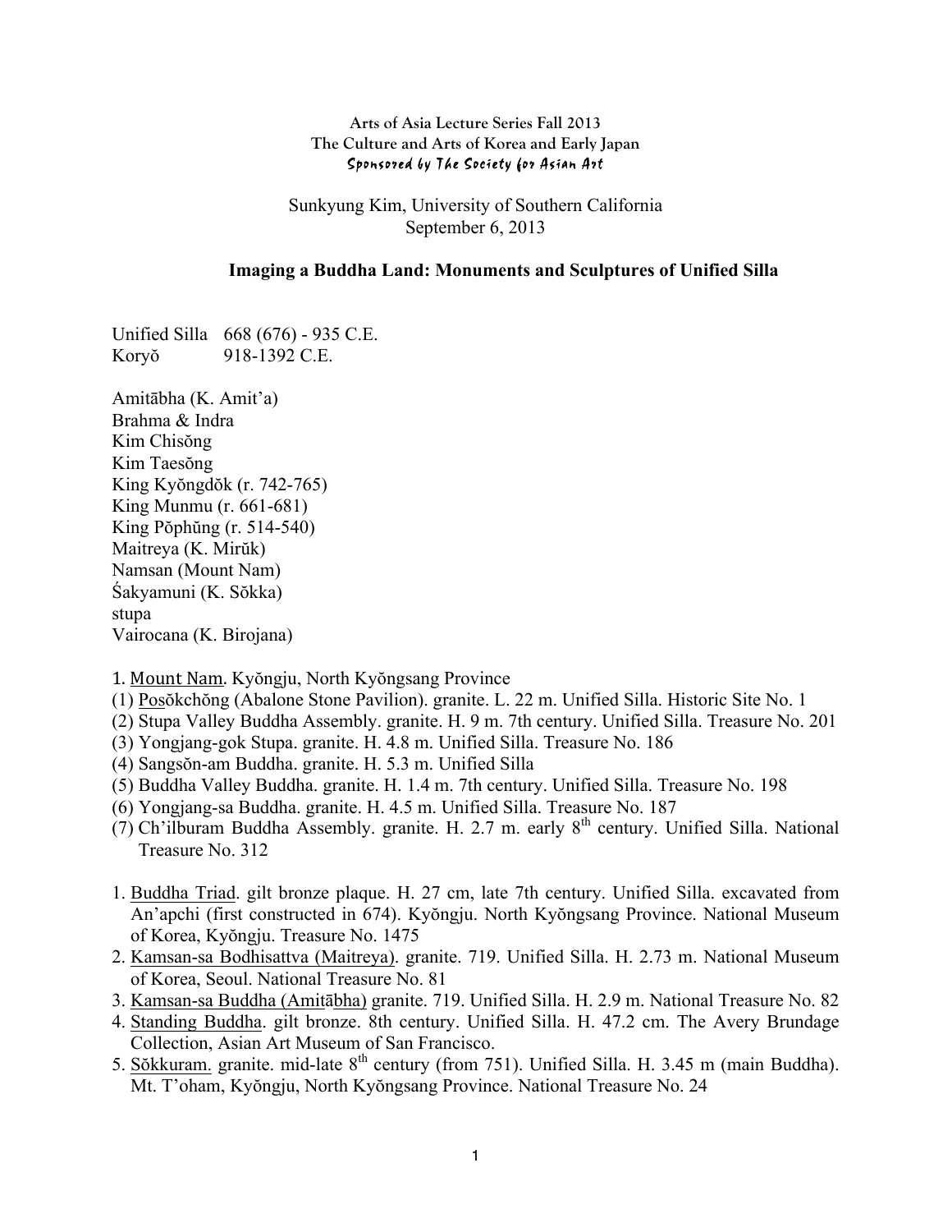Arts of Asia Lecture Series Fall 2013
The Culture and Arts of Korea and Early Japan
*Sponsored by The Society for Asian Art*

Sunkyung Kim, University of Southern California
September 6, 2013

## Imaging a Buddha Land: Monuments and Sculptures of Unified Silla

Unified Silla 668 (676) - 935 C.E.
Koryŏ 918-1392 C.E.

Amitābha (K. Amit'a)
Brahma & Indra
Kim Chisŏng
Kim Taesŏng
King Kyŏngdŏk (r. 742-765)
King Munmu (r. 661-681)
King Pŏphŭng (r. 514-540)
Maitreya (K. Mirŭk)
Namsan (Mount Nam)
Śakyamuni (K. Sŏkka)
stupa
Vairocana (K. Birojana)

1. Mount Nam. Kyŏngju, North Kyŏngsang Province
(1) Posŏkchŏng (Abalone Stone Pavilion). granite. L. 22 m. Unified Silla. Historic Site No. 1
(2) Stupa Valley Buddha Assembly. granite. H. 9 m. 7th century. Unified Silla. Treasure No. 201
(3) Yongjang-gok Stupa. granite. H. 4.8 m. Unified Silla. Treasure No. 186
(4) Sangsŏn-am Buddha. granite. H. 5.3 m. Unified Silla
(5) Buddha Valley Buddha. granite. H. 1.4 m. 7th century. Unified Silla. Treasure No. 198
(6) Yongjang-sa Buddha. granite. H. 4.5 m. Unified Silla. Treasure No. 187
(7) Ch'ilburam Buddha Assembly. granite. H. 2.7 m. early 8th century. Unified Silla. National Treasure No. 312

1. Buddha Triad. gilt bronze plaque. H. 27 cm, late 7th century. Unified Silla. excavated from An'apchi (first constructed in 674). Kyŏngju. North Kyŏngsang Province. National Museum of Korea, Kyŏngju. Treasure No. 1475
2. Kamsan-sa Bodhisattva (Maitreya). granite. 719. Unified Silla. H. 2.73 m. National Museum of Korea, Seoul. National Treasure No. 81
3. Kamsan-sa Buddha (Amitābha) granite. 719. Unified Silla. H. 2.9 m. National Treasure No. 82
4. Standing Buddha. gilt bronze. 8th century. Unified Silla. H. 47.2 cm. The Avery Brundage Collection, Asian Art Museum of San Francisco.
5. Sŏkkuram. granite. mid-late 8th century (from 751). Unified Silla. H. 3.45 m (main Buddha). Mt. T'oham, Kyŏngju, North Kyŏngsang Province. National Treasure No. 24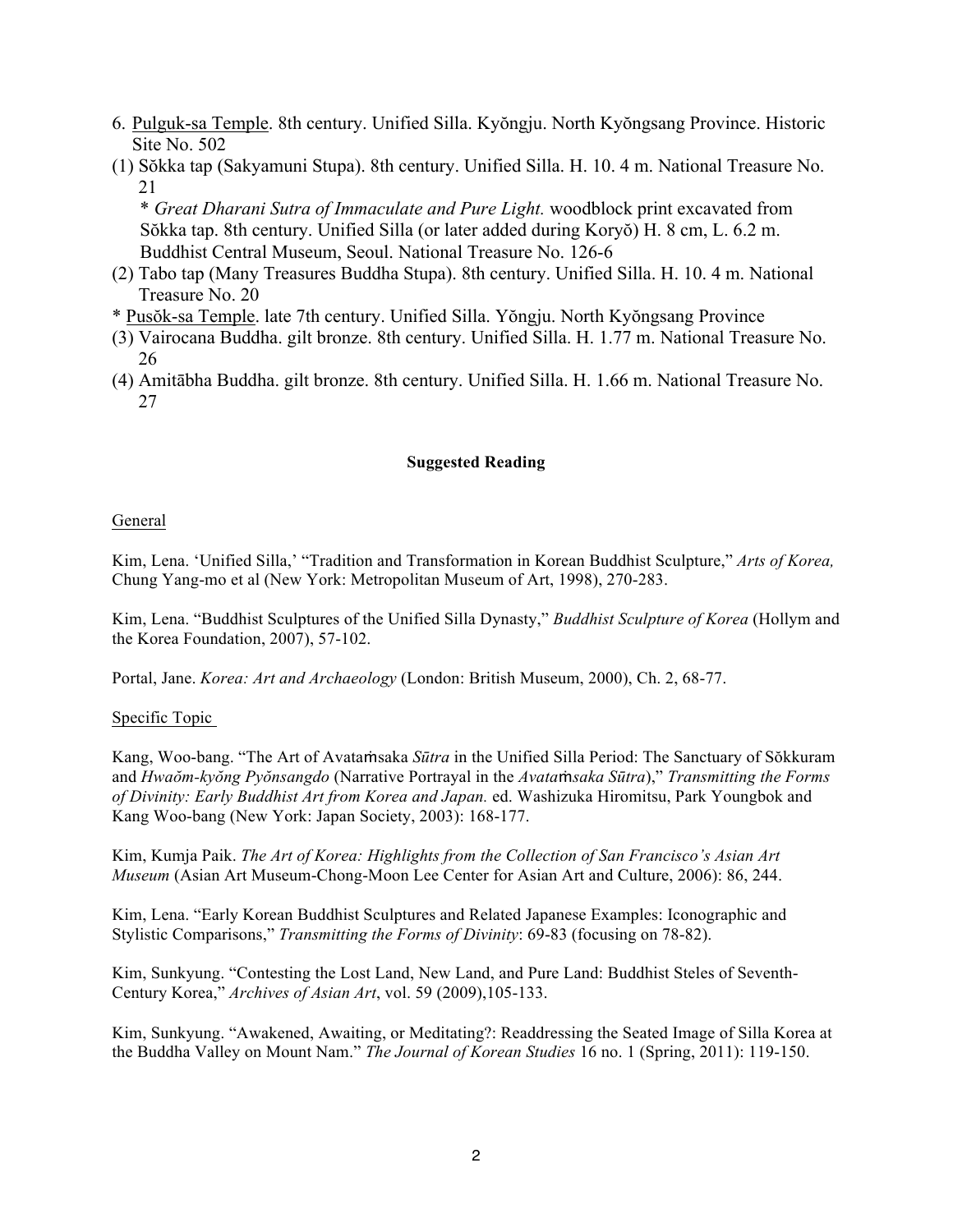6. <u>Pulguk-sa Temple</u>. 8th century. Unified Silla. Kyŏngju. North Kyŏngsang Province. Historic Site No. 502

(1) Sŏkka tap (Sakyamuni Stupa). 8th century. Unified Silla. H. 10. 4 m. National Treasure No. 21

  * *Great Dharani Sutra of Immaculate and Pure Light.* woodblock print excavated from Sŏkka tap. 8th century. Unified Silla (or later added during Koryŏ) H. 8 cm, L. 6.2 m. Buddhist Central Museum, Seoul. National Treasure No. 126-6

(2) Tabo tap (Many Treasures Buddha Stupa). 8th century. Unified Silla. H. 10. 4 m. National Treasure No. 20

* <u>Pusŏk-sa Temple</u>. late 7th century. Unified Silla. Yŏngju. North Kyŏngsang Province

(3) Vairocana Buddha. gilt bronze. 8th century. Unified Silla. H. 1.77 m. National Treasure No. 26

(4) Amitābha Buddha. gilt bronze. 8th century. Unified Silla. H. 1.66 m. National Treasure No. 27

**Suggested Reading**

<u>General</u>

Kim, Lena. 'Unified Silla,' "Tradition and Transformation in Korean Buddhist Sculpture," *Arts of Korea,* Chung Yang-mo et al (New York: Metropolitan Museum of Art, 1998), 270-283.

Kim, Lena. "Buddhist Sculptures of the Unified Silla Dynasty," *Buddhist Sculpture of Korea* (Hollym and the Korea Foundation, 2007), 57-102.

Portal, Jane. *Korea: Art and Archaeology* (London: British Museum, 2000), Ch. 2, 68-77.

<u>Specific Topic</u>

Kang, Woo-bang. "The Art of Avataṁsaka *Sūtra* in the Unified Silla Period: The Sanctuary of Sŏkkuram and *Hwaŏm-kyŏng Pyŏnsangdo* (Narrative Portrayal in the *Avataṁsaka Sūtra*)," *Transmitting the Forms of Divinity: Early Buddhist Art from Korea and Japan.* ed. Washizuka Hiromitsu, Park Youngbok and Kang Woo-bang (New York: Japan Society, 2003): 168-177.

Kim, Kumja Paik. *The Art of Korea: Highlights from the Collection of San Francisco's Asian Art Museum* (Asian Art Museum-Chong-Moon Lee Center for Asian Art and Culture, 2006): 86, 244.

Kim, Lena. "Early Korean Buddhist Sculptures and Related Japanese Examples: Iconographic and Stylistic Comparisons," *Transmitting the Forms of Divinity*: 69-83 (focusing on 78-82).

Kim, Sunkyung. "Contesting the Lost Land, New Land, and Pure Land: Buddhist Steles of Seventh-Century Korea," *Archives of Asian Art*, vol. 59 (2009),105-133.

Kim, Sunkyung. "Awakened, Awaiting, or Meditating?: Readdressing the Seated Image of Silla Korea at the Buddha Valley on Mount Nam." *The Journal of Korean Studies* 16 no. 1 (Spring, 2011): 119-150.